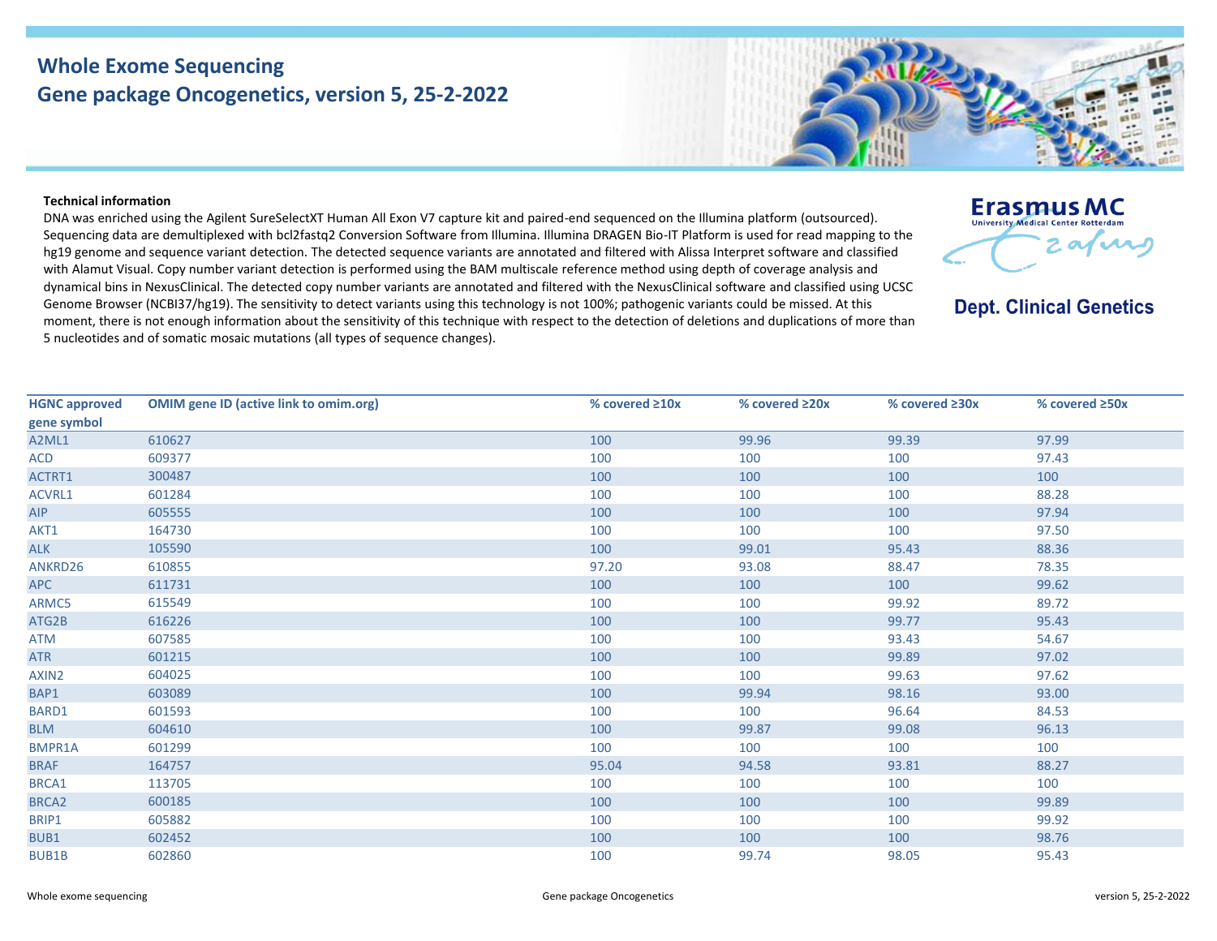# Whole Exome Sequencing
## Gene package Oncogenetics, version 5, 25-2-2022

Erasmus MC
University Medical Center Rotterdam

**Dept. Clinical Genetics**

**Technical information**

DNA was enriched using the Agilent SureSelectXT Human All Exon V7 capture kit and paired-end sequenced on the Illumina platform (outsourced). Sequencing data are demultiplexed with bcl2fastq2 Conversion Software from Illumina. Illumina DRAGEN Bio-IT Platform is used for read mapping to the hg19 genome and sequence variant detection. The detected sequence variants are annotated and filtered with Alissa Interpret software and classified with Alamut Visual. Copy number variant detection is performed using the BAM multiscale reference method using depth of coverage analysis and dynamical bins in NexusClinical. The detected copy number variants are annotated and filtered with the NexusClinical software and classified using UCSC Genome Browser (NCBI37/hg19). The sensitivity to detect variants using this technology is not 100%; pathogenic variants could be missed. At this moment, there is not enough information about the sensitivity of this technique with respect to the detection of deletions and duplications of more than 5 nucleotides and of somatic mosaic mutations (all types of sequence changes).

| HGNC approved gene symbol | OMIM gene ID (active link to omim.org) | % covered ≥10x | % covered ≥20x | % covered ≥30x | % covered ≥50x |
|---|---|---|---|---|---|
| A2ML1 | 610627 | 100 | 99.96 | 99.39 | 97.99 |
| ACD | 609377 | 100 | 100 | 100 | 97.43 |
| ACTRT1 | 300487 | 100 | 100 | 100 | 100 |
| ACVRL1 | 601284 | 100 | 100 | 100 | 88.28 |
| AIP | 605555 | 100 | 100 | 100 | 97.94 |
| AKT1 | 164730 | 100 | 100 | 100 | 97.50 |
| ALK | 105590 | 100 | 99.01 | 95.43 | 88.36 |
| ANKRD26 | 610855 | 97.20 | 93.08 | 88.47 | 78.35 |
| APC | 611731 | 100 | 100 | 100 | 99.62 |
| ARMC5 | 615549 | 100 | 100 | 99.92 | 89.72 |
| ATG2B | 616226 | 100 | 100 | 99.77 | 95.43 |
| ATM | 607585 | 100 | 100 | 93.43 | 54.67 |
| ATR | 601215 | 100 | 100 | 99.89 | 97.02 |
| AXIN2 | 604025 | 100 | 100 | 99.63 | 97.62 |
| BAP1 | 603089 | 100 | 99.94 | 98.16 | 93.00 |
| BARD1 | 601593 | 100 | 100 | 96.64 | 84.53 |
| BLM | 604610 | 100 | 99.87 | 99.08 | 96.13 |
| BMPR1A | 601299 | 100 | 100 | 100 | 100 |
| BRAF | 164757 | 95.04 | 94.58 | 93.81 | 88.27 |
| BRCA1 | 113705 | 100 | 100 | 100 | 100 |
| BRCA2 | 600185 | 100 | 100 | 100 | 99.89 |
| BRIP1 | 605882 | 100 | 100 | 100 | 99.92 |
| BUB1 | 602452 | 100 | 100 | 100 | 98.76 |
| BUB1B | 602860 | 100 | 99.74 | 98.05 | 95.43 |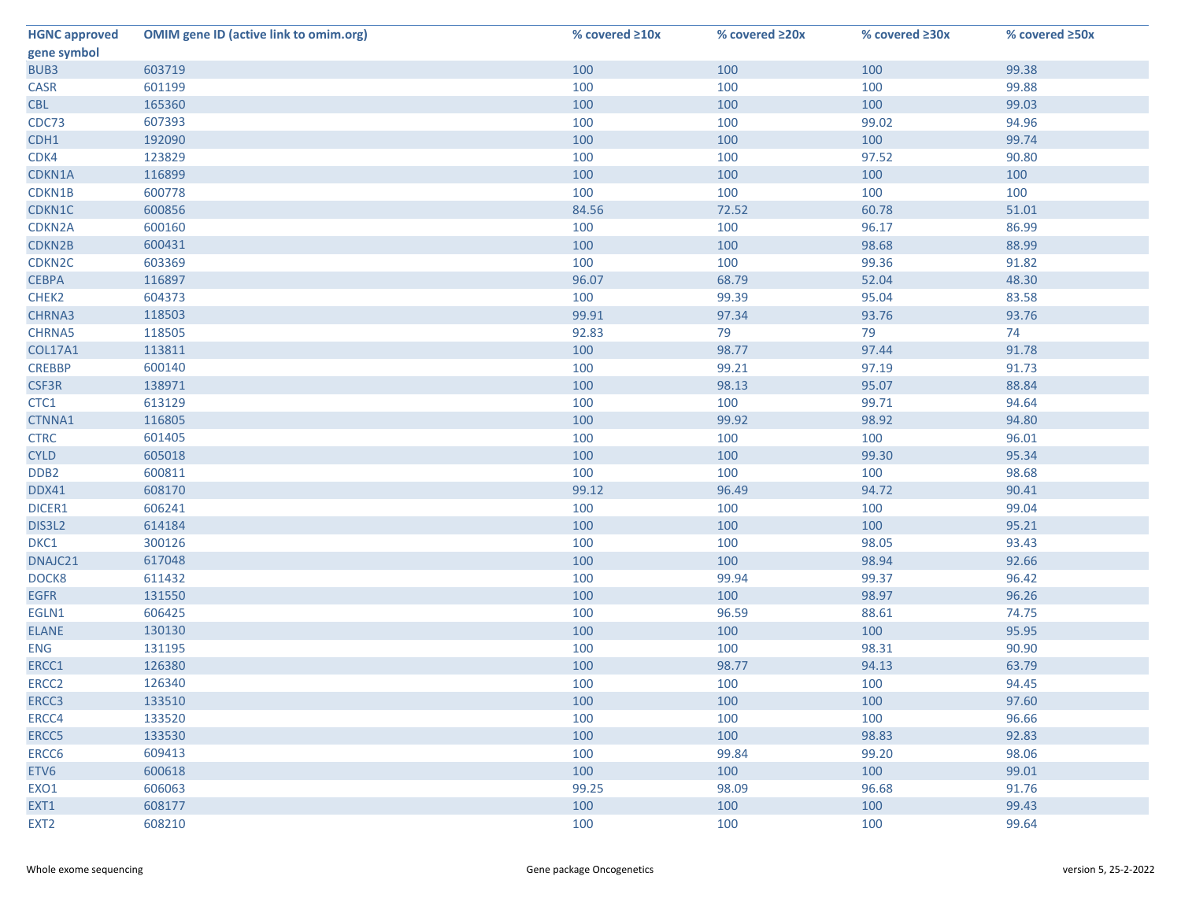| HGNC approved gene symbol | OMIM gene ID (active link to omim.org) | % covered ≥10x | % covered ≥20x | % covered ≥30x | % covered ≥50x |
|---|---|---|---|---|---|
| BUB3 | 603719 | 100 | 100 | 100 | 99.38 |
| CASR | 601199 | 100 | 100 | 100 | 99.88 |
| CBL | 165360 | 100 | 100 | 100 | 99.03 |
| CDC73 | 607393 | 100 | 100 | 99.02 | 94.96 |
| CDH1 | 192090 | 100 | 100 | 100 | 99.74 |
| CDK4 | 123829 | 100 | 100 | 97.52 | 90.80 |
| CDKN1A | 116899 | 100 | 100 | 100 | 100 |
| CDKN1B | 600778 | 100 | 100 | 100 | 100 |
| CDKN1C | 600856 | 84.56 | 72.52 | 60.78 | 51.01 |
| CDKN2A | 600160 | 100 | 100 | 96.17 | 86.99 |
| CDKN2B | 600431 | 100 | 100 | 98.68 | 88.99 |
| CDKN2C | 603369 | 100 | 100 | 99.36 | 91.82 |
| CEBPA | 116897 | 96.07 | 68.79 | 52.04 | 48.30 |
| CHEK2 | 604373 | 100 | 99.39 | 95.04 | 83.58 |
| CHRNA3 | 118503 | 99.91 | 97.34 | 93.76 | 93.76 |
| CHRNA5 | 118505 | 92.83 | 79 | 79 | 74 |
| COL17A1 | 113811 | 100 | 98.77 | 97.44 | 91.78 |
| CREBBP | 600140 | 100 | 99.21 | 97.19 | 91.73 |
| CSF3R | 138971 | 100 | 98.13 | 95.07 | 88.84 |
| CTC1 | 613129 | 100 | 100 | 99.71 | 94.64 |
| CTNNA1 | 116805 | 100 | 99.92 | 98.92 | 94.80 |
| CTRC | 601405 | 100 | 100 | 100 | 96.01 |
| CYLD | 605018 | 100 | 100 | 99.30 | 95.34 |
| DDB2 | 600811 | 100 | 100 | 100 | 98.68 |
| DDX41 | 608170 | 99.12 | 96.49 | 94.72 | 90.41 |
| DICER1 | 606241 | 100 | 100 | 100 | 99.04 |
| DIS3L2 | 614184 | 100 | 100 | 100 | 95.21 |
| DKC1 | 300126 | 100 | 100 | 98.05 | 93.43 |
| DNAJC21 | 617048 | 100 | 100 | 98.94 | 92.66 |
| DOCK8 | 611432 | 100 | 99.94 | 99.37 | 96.42 |
| EGFR | 131550 | 100 | 100 | 98.97 | 96.26 |
| EGLN1 | 606425 | 100 | 96.59 | 88.61 | 74.75 |
| ELANE | 130130 | 100 | 100 | 100 | 95.95 |
| ENG | 131195 | 100 | 100 | 98.31 | 90.90 |
| ERCC1 | 126380 | 100 | 98.77 | 94.13 | 63.79 |
| ERCC2 | 126340 | 100 | 100 | 100 | 94.45 |
| ERCC3 | 133510 | 100 | 100 | 100 | 97.60 |
| ERCC4 | 133520 | 100 | 100 | 100 | 96.66 |
| ERCC5 | 133530 | 100 | 100 | 98.83 | 92.83 |
| ERCC6 | 609413 | 100 | 99.84 | 99.20 | 98.06 |
| ETV6 | 600618 | 100 | 100 | 100 | 99.01 |
| EXO1 | 606063 | 99.25 | 98.09 | 96.68 | 91.76 |
| EXT1 | 608177 | 100 | 100 | 100 | 99.43 |
| EXT2 | 608210 | 100 | 100 | 100 | 99.64 |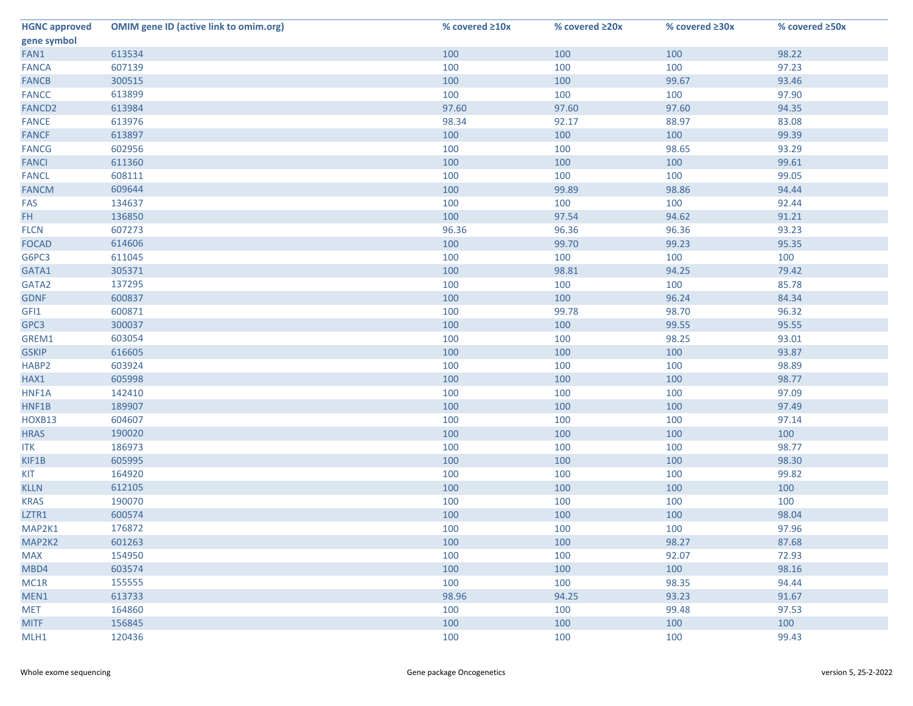| HGNC approved gene symbol | OMIM gene ID (active link to omim.org) | % covered ≥10x | % covered ≥20x | % covered ≥30x | % covered ≥50x |
|---|---|---|---|---|---|
| FAN1 | 613534 | 100 | 100 | 100 | 98.22 |
| FANCA | 607139 | 100 | 100 | 100 | 97.23 |
| FANCB | 300515 | 100 | 100 | 99.67 | 93.46 |
| FANCC | 613899 | 100 | 100 | 100 | 97.90 |
| FANCD2 | 613984 | 97.60 | 97.60 | 97.60 | 94.35 |
| FANCE | 613976 | 98.34 | 92.17 | 88.97 | 83.08 |
| FANCF | 613897 | 100 | 100 | 100 | 99.39 |
| FANCG | 602956 | 100 | 100 | 98.65 | 93.29 |
| FANCI | 611360 | 100 | 100 | 100 | 99.61 |
| FANCL | 608111 | 100 | 100 | 100 | 99.05 |
| FANCM | 609644 | 100 | 99.89 | 98.86 | 94.44 |
| FAS | 134637 | 100 | 100 | 100 | 92.44 |
| FH | 136850 | 100 | 97.54 | 94.62 | 91.21 |
| FLCN | 607273 | 96.36 | 96.36 | 96.36 | 93.23 |
| FOCAD | 614606 | 100 | 99.70 | 99.23 | 95.35 |
| G6PC3 | 611045 | 100 | 100 | 100 | 100 |
| GATA1 | 305371 | 100 | 98.81 | 94.25 | 79.42 |
| GATA2 | 137295 | 100 | 100 | 100 | 85.78 |
| GDNF | 600837 | 100 | 100 | 96.24 | 84.34 |
| GFI1 | 600871 | 100 | 99.78 | 98.70 | 96.32 |
| GPC3 | 300037 | 100 | 100 | 99.55 | 95.55 |
| GREM1 | 603054 | 100 | 100 | 98.25 | 93.01 |
| GSKIP | 616605 | 100 | 100 | 100 | 93.87 |
| HABP2 | 603924 | 100 | 100 | 100 | 98.89 |
| HAX1 | 605998 | 100 | 100 | 100 | 98.77 |
| HNF1A | 142410 | 100 | 100 | 100 | 97.09 |
| HNF1B | 189907 | 100 | 100 | 100 | 97.49 |
| HOXB13 | 604607 | 100 | 100 | 100 | 97.14 |
| HRAS | 190020 | 100 | 100 | 100 | 100 |
| ITK | 186973 | 100 | 100 | 100 | 98.77 |
| KIF1B | 605995 | 100 | 100 | 100 | 98.30 |
| KIT | 164920 | 100 | 100 | 100 | 99.82 |
| KLLN | 612105 | 100 | 100 | 100 | 100 |
| KRAS | 190070 | 100 | 100 | 100 | 100 |
| LZTR1 | 600574 | 100 | 100 | 100 | 98.04 |
| MAP2K1 | 176872 | 100 | 100 | 100 | 97.96 |
| MAP2K2 | 601263 | 100 | 100 | 98.27 | 87.68 |
| MAX | 154950 | 100 | 100 | 92.07 | 72.93 |
| MBD4 | 603574 | 100 | 100 | 100 | 98.16 |
| MC1R | 155555 | 100 | 100 | 98.35 | 94.44 |
| MEN1 | 613733 | 98.96 | 94.25 | 93.23 | 91.67 |
| MET | 164860 | 100 | 100 | 99.48 | 97.53 |
| MITF | 156845 | 100 | 100 | 100 | 100 |
| MLH1 | 120436 | 100 | 100 | 100 | 99.43 |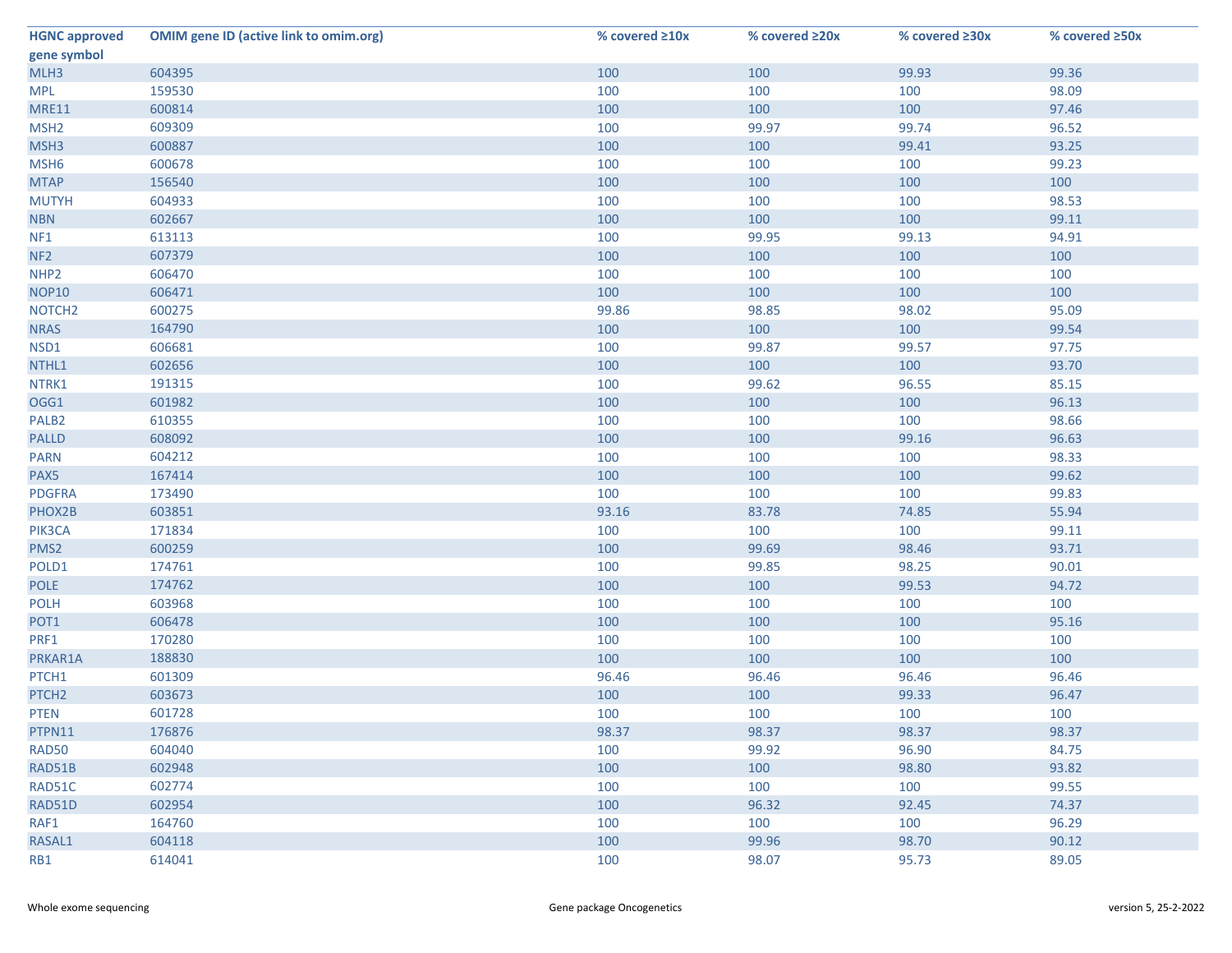| HGNC approved gene symbol | OMIM gene ID (active link to omim.org) | % covered ≥10x | % covered ≥20x | % covered ≥30x | % covered ≥50x |
|---|---|---|---|---|---|
| MLH3 | 604395 | 100 | 100 | 99.93 | 99.36 |
| MPL | 159530 | 100 | 100 | 100 | 98.09 |
| MRE11 | 600814 | 100 | 100 | 100 | 97.46 |
| MSH2 | 609309 | 100 | 99.97 | 99.74 | 96.52 |
| MSH3 | 600887 | 100 | 100 | 99.41 | 93.25 |
| MSH6 | 600678 | 100 | 100 | 100 | 99.23 |
| MTAP | 156540 | 100 | 100 | 100 | 100 |
| MUTYH | 604933 | 100 | 100 | 100 | 98.53 |
| NBN | 602667 | 100 | 100 | 100 | 99.11 |
| NF1 | 613113 | 100 | 99.95 | 99.13 | 94.91 |
| NF2 | 607379 | 100 | 100 | 100 | 100 |
| NHP2 | 606470 | 100 | 100 | 100 | 100 |
| NOP10 | 606471 | 100 | 100 | 100 | 100 |
| NOTCH2 | 600275 | 99.86 | 98.85 | 98.02 | 95.09 |
| NRAS | 164790 | 100 | 100 | 100 | 99.54 |
| NSD1 | 606681 | 100 | 99.87 | 99.57 | 97.75 |
| NTHL1 | 602656 | 100 | 100 | 100 | 93.70 |
| NTRK1 | 191315 | 100 | 99.62 | 96.55 | 85.15 |
| OGG1 | 601982 | 100 | 100 | 100 | 96.13 |
| PALB2 | 610355 | 100 | 100 | 100 | 98.66 |
| PALLD | 608092 | 100 | 100 | 99.16 | 96.63 |
| PARN | 604212 | 100 | 100 | 100 | 98.33 |
| PAX5 | 167414 | 100 | 100 | 100 | 99.62 |
| PDGFRA | 173490 | 100 | 100 | 100 | 99.83 |
| PHOX2B | 603851 | 93.16 | 83.78 | 74.85 | 55.94 |
| PIK3CA | 171834 | 100 | 100 | 100 | 99.11 |
| PMS2 | 600259 | 100 | 99.69 | 98.46 | 93.71 |
| POLD1 | 174761 | 100 | 99.85 | 98.25 | 90.01 |
| POLE | 174762 | 100 | 100 | 99.53 | 94.72 |
| POLH | 603968 | 100 | 100 | 100 | 100 |
| POT1 | 606478 | 100 | 100 | 100 | 95.16 |
| PRF1 | 170280 | 100 | 100 | 100 | 100 |
| PRKAR1A | 188830 | 100 | 100 | 100 | 100 |
| PTCH1 | 601309 | 96.46 | 96.46 | 96.46 | 96.46 |
| PTCH2 | 603673 | 100 | 100 | 99.33 | 96.47 |
| PTEN | 601728 | 100 | 100 | 100 | 100 |
| PTPN11 | 176876 | 98.37 | 98.37 | 98.37 | 98.37 |
| RAD50 | 604040 | 100 | 99.92 | 96.90 | 84.75 |
| RAD51B | 602948 | 100 | 100 | 98.80 | 93.82 |
| RAD51C | 602774 | 100 | 100 | 100 | 99.55 |
| RAD51D | 602954 | 100 | 96.32 | 92.45 | 74.37 |
| RAF1 | 164760 | 100 | 100 | 100 | 96.29 |
| RASAL1 | 604118 | 100 | 99.96 | 98.70 | 90.12 |
| RB1 | 614041 | 100 | 98.07 | 95.73 | 89.05 |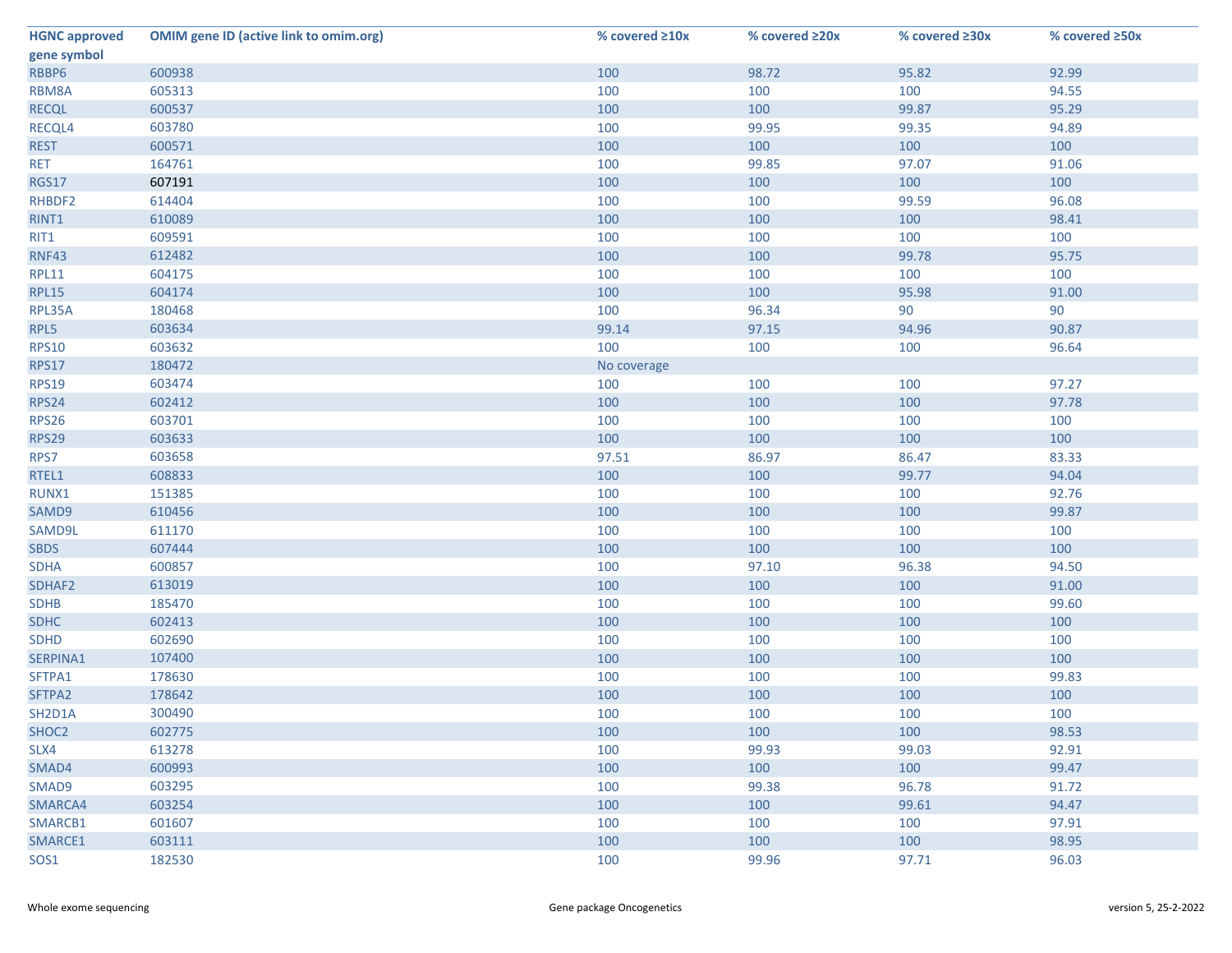| HGNC approved gene symbol | OMIM gene ID (active link to omim.org) | % covered ≥10x | % covered ≥20x | % covered ≥30x | % covered ≥50x |
|---|---|---|---|---|---|
| RBBP6 | 600938 | 100 | 98.72 | 95.82 | 92.99 |
| RBM8A | 605313 | 100 | 100 | 100 | 94.55 |
| RECQL | 600537 | 100 | 100 | 99.87 | 95.29 |
| RECQL4 | 603780 | 100 | 99.95 | 99.35 | 94.89 |
| REST | 600571 | 100 | 100 | 100 | 100 |
| RET | 164761 | 100 | 99.85 | 97.07 | 91.06 |
| RGS17 | 607191 | 100 | 100 | 100 | 100 |
| RHBDF2 | 614404 | 100 | 100 | 99.59 | 96.08 |
| RINT1 | 610089 | 100 | 100 | 100 | 98.41 |
| RIT1 | 609591 | 100 | 100 | 100 | 100 |
| RNF43 | 612482 | 100 | 100 | 99.78 | 95.75 |
| RPL11 | 604175 | 100 | 100 | 100 | 100 |
| RPL15 | 604174 | 100 | 100 | 95.98 | 91.00 |
| RPL35A | 180468 | 100 | 96.34 | 90 | 90 |
| RPL5 | 603634 | 99.14 | 97.15 | 94.96 | 90.87 |
| RPS10 | 603632 | 100 | 100 | 100 | 96.64 |
| RPS17 | 180472 | No coverage | | | |
| RPS19 | 603474 | 100 | 100 | 100 | 97.27 |
| RPS24 | 602412 | 100 | 100 | 100 | 97.78 |
| RPS26 | 603701 | 100 | 100 | 100 | 100 |
| RPS29 | 603633 | 100 | 100 | 100 | 100 |
| RPS7 | 603658 | 97.51 | 86.97 | 86.47 | 83.33 |
| RTEL1 | 608833 | 100 | 100 | 99.77 | 94.04 |
| RUNX1 | 151385 | 100 | 100 | 100 | 92.76 |
| SAMD9 | 610456 | 100 | 100 | 100 | 99.87 |
| SAMD9L | 611170 | 100 | 100 | 100 | 100 |
| SBDS | 607444 | 100 | 100 | 100 | 100 |
| SDHA | 600857 | 100 | 97.10 | 96.38 | 94.50 |
| SDHAF2 | 613019 | 100 | 100 | 100 | 91.00 |
| SDHB | 185470 | 100 | 100 | 100 | 99.60 |
| SDHC | 602413 | 100 | 100 | 100 | 100 |
| SDHD | 602690 | 100 | 100 | 100 | 100 |
| SERPINA1 | 107400 | 100 | 100 | 100 | 100 |
| SFTPA1 | 178630 | 100 | 100 | 100 | 99.83 |
| SFTPA2 | 178642 | 100 | 100 | 100 | 100 |
| SH2D1A | 300490 | 100 | 100 | 100 | 100 |
| SHOC2 | 602775 | 100 | 100 | 100 | 98.53 |
| SLX4 | 613278 | 100 | 99.93 | 99.03 | 92.91 |
| SMAD4 | 600993 | 100 | 100 | 100 | 99.47 |
| SMAD9 | 603295 | 100 | 99.38 | 96.78 | 91.72 |
| SMARCA4 | 603254 | 100 | 100 | 99.61 | 94.47 |
| SMARCB1 | 601607 | 100 | 100 | 100 | 97.91 |
| SMARCE1 | 603111 | 100 | 100 | 100 | 98.95 |
| SOS1 | 182530 | 100 | 99.96 | 97.71 | 96.03 |

Whole exome sequencing — Gene package Oncogenetics — version 5, 25-2-2022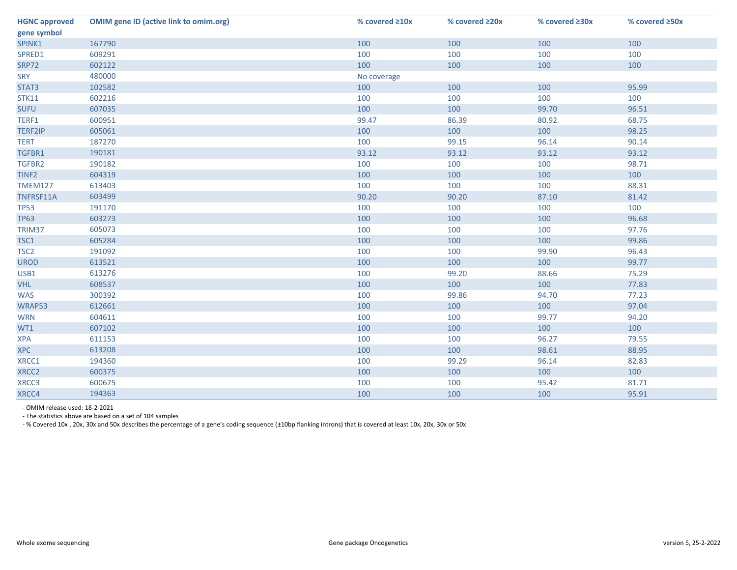| HGNC approved gene symbol | OMIM gene ID (active link to omim.org) | % covered ≥10x | % covered ≥20x | % covered ≥30x | % covered ≥50x |
|---|---|---|---|---|---|
| SPINK1 | 167790 | 100 | 100 | 100 | 100 |
| SPRED1 | 609291 | 100 | 100 | 100 | 100 |
| SRP72 | 602122 | 100 | 100 | 100 | 100 |
| SRY | 480000 | No coverage | | | |
| STAT3 | 102582 | 100 | 100 | 100 | 95.99 |
| STK11 | 602216 | 100 | 100 | 100 | 100 |
| SUFU | 607035 | 100 | 100 | 99.70 | 96.51 |
| TERF1 | 600951 | 99.47 | 86.39 | 80.92 | 68.75 |
| TERF2IP | 605061 | 100 | 100 | 100 | 98.25 |
| TERT | 187270 | 100 | 99.15 | 96.14 | 90.14 |
| TGFBR1 | 190181 | 93.12 | 93.12 | 93.12 | 93.12 |
| TGFBR2 | 190182 | 100 | 100 | 100 | 98.71 |
| TINF2 | 604319 | 100 | 100 | 100 | 100 |
| TMEM127 | 613403 | 100 | 100 | 100 | 88.31 |
| TNFRSF11A | 603499 | 90.20 | 90.20 | 87.10 | 81.42 |
| TP53 | 191170 | 100 | 100 | 100 | 100 |
| TP63 | 603273 | 100 | 100 | 100 | 96.68 |
| TRIM37 | 605073 | 100 | 100 | 100 | 97.76 |
| TSC1 | 605284 | 100 | 100 | 100 | 99.86 |
| TSC2 | 191092 | 100 | 100 | 99.90 | 96.43 |
| UROD | 613521 | 100 | 100 | 100 | 99.77 |
| USB1 | 613276 | 100 | 99.20 | 88.66 | 75.29 |
| VHL | 608537 | 100 | 100 | 100 | 77.83 |
| WAS | 300392 | 100 | 99.86 | 94.70 | 77.23 |
| WRAP53 | 612661 | 100 | 100 | 100 | 97.04 |
| WRN | 604611 | 100 | 100 | 99.77 | 94.20 |
| WT1 | 607102 | 100 | 100 | 100 | 100 |
| XPA | 611153 | 100 | 100 | 96.27 | 79.55 |
| XPC | 613208 | 100 | 100 | 98.61 | 88.95 |
| XRCC1 | 194360 | 100 | 99.29 | 96.14 | 82.83 |
| XRCC2 | 600375 | 100 | 100 | 100 | 100 |
| XRCC3 | 600675 | 100 | 100 | 95.42 | 81.71 |
| XRCC4 | 194363 | 100 | 100 | 100 | 95.91 |

- OMIM release used: 18-2-2021
- The statistics above are based on a set of 104 samples
- % Covered 10x , 20x, 30x and 50x describes the percentage of a gene's coding sequence (±10bp flanking introns) that is covered at least 10x, 20x, 30x or 50x